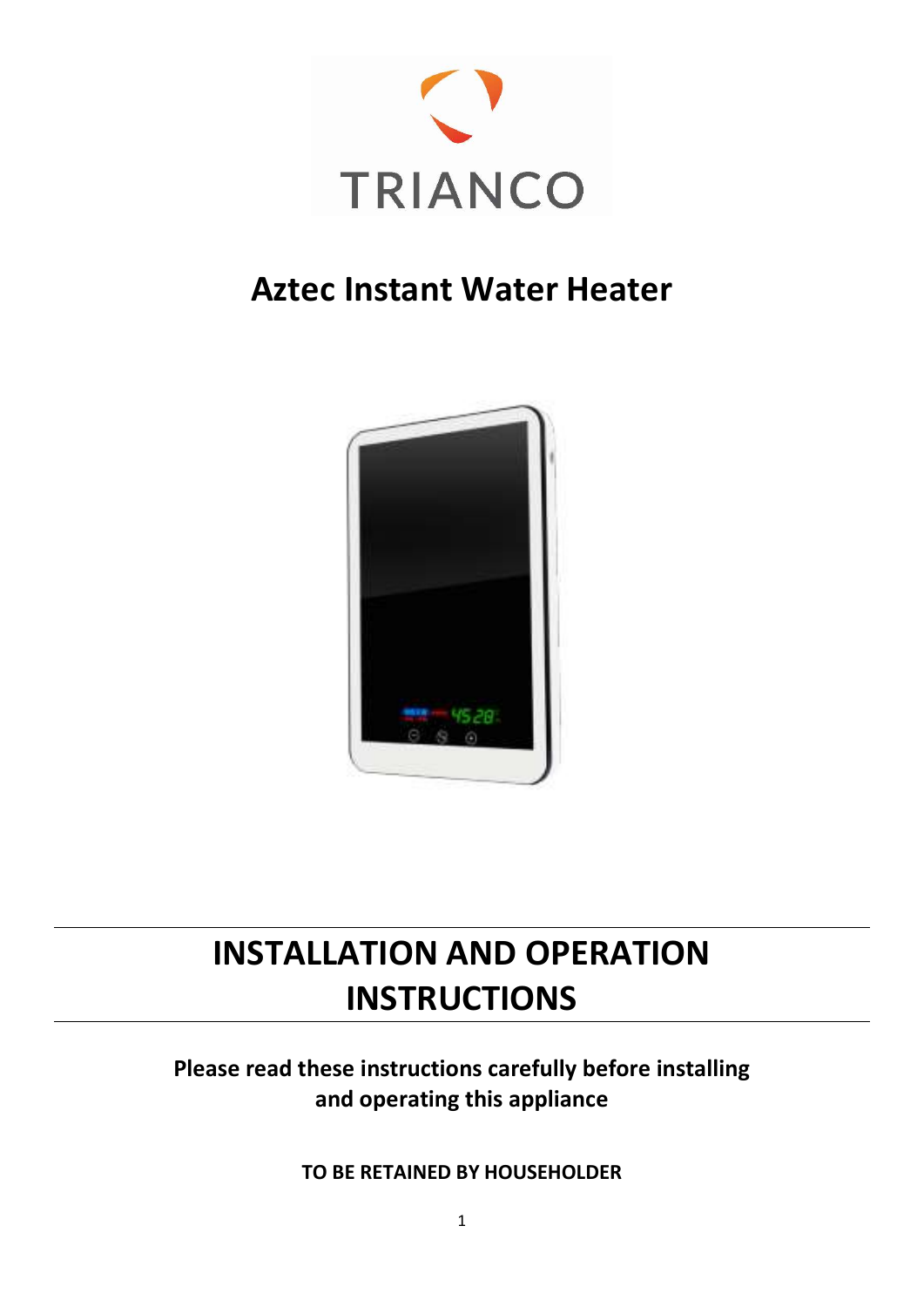TRIANCO

# Aztec Instant Water Heater

# INSTALLATION AND OPERATION INSTRUCTIONS

**Please read these instructions carefully before installing and operating this appliance**

**TO BE RETAINED BY HOUSEHOLDER**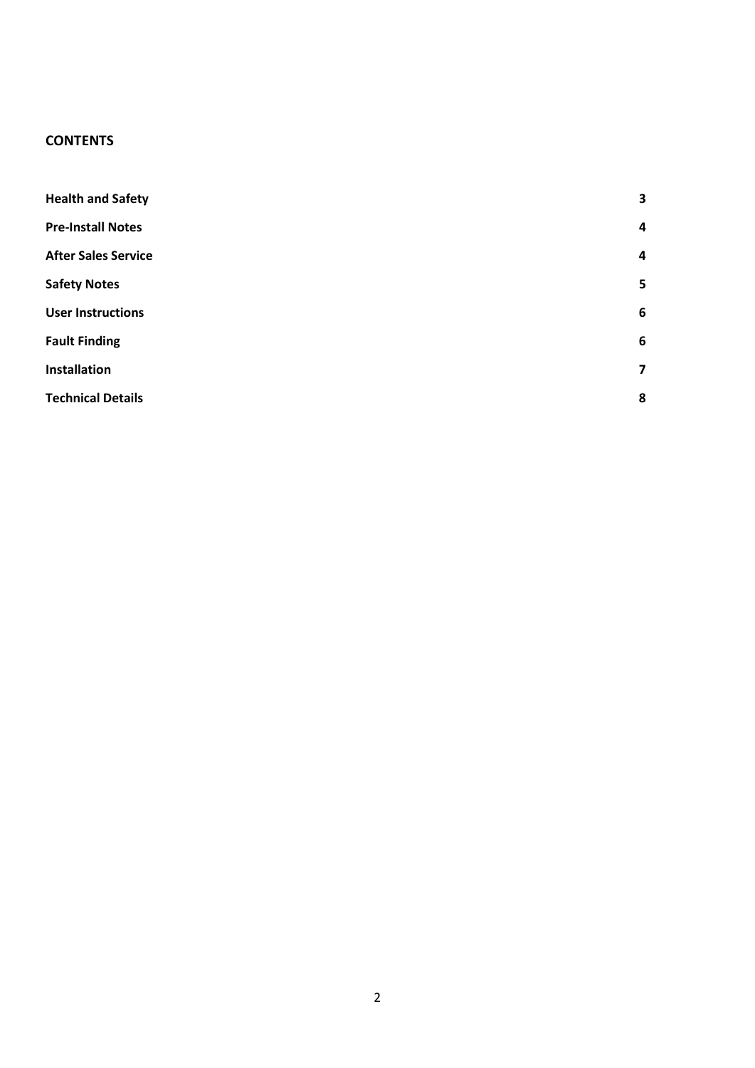## CONTENTS

| | |
|---|---|
| **Health and Safety** | **3** |
| **Pre-Install Notes** | **4** |
| **After Sales Service** | **4** |
| **Safety Notes** | **5** |
| **User Instructions** | **6** |
| **Fault Finding** | **6** |
| **Installation** | **7** |
| **Technical Details** | **8** |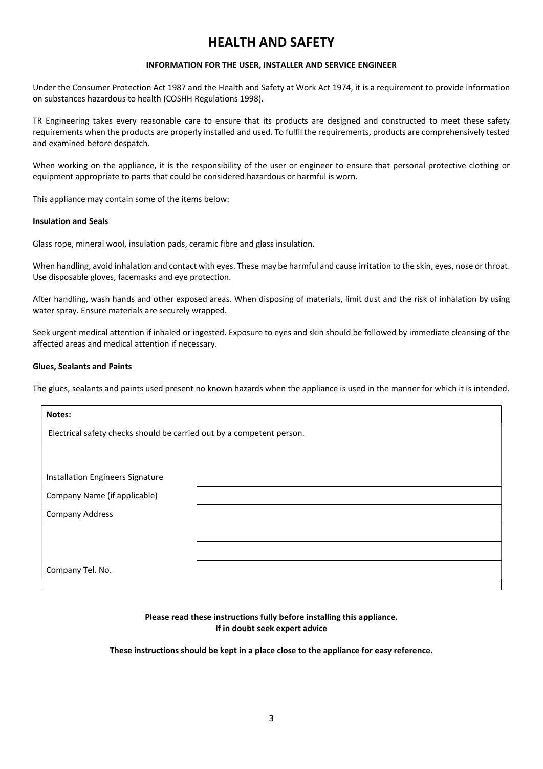# HEALTH AND SAFETY

**INFORMATION FOR THE USER, INSTALLER AND SERVICE ENGINEER**

Under the Consumer Protection Act 1987 and the Health and Safety at Work Act 1974, it is a requirement to provide information on substances hazardous to health (COSHH Regulations 1998).

TR Engineering takes every reasonable care to ensure that its products are designed and constructed to meet these safety requirements when the products are properly installed and used. To fulfil the requirements, products are comprehensively tested and examined before despatch.

When working on the appliance, it is the responsibility of the user or engineer to ensure that personal protective clothing or equipment appropriate to parts that could be considered hazardous or harmful is worn.

This appliance may contain some of the items below:

**Insulation and Seals**

Glass rope, mineral wool, insulation pads, ceramic fibre and glass insulation.

When handling, avoid inhalation and contact with eyes. These may be harmful and cause irritation to the skin, eyes, nose or throat. Use disposable gloves, facemasks and eye protection.

After handling, wash hands and other exposed areas. When disposing of materials, limit dust and the risk of inhalation by using water spray. Ensure materials are securely wrapped.

Seek urgent medical attention if inhaled or ingested. Exposure to eyes and skin should be followed by immediate cleansing of the affected areas and medical attention if necessary.

**Glues, Sealants and Paints**

The glues, sealants and paints used present no known hazards when the appliance is used in the manner for which it is intended.

**Notes:**

Electrical safety checks should be carried out by a competent person.

| | |
|---|---|
| Installation Engineers Signature | |
| Company Name (if applicable) | |
| Company Address | |
| | |
| | |
| Company Tel. No. | |

**Please read these instructions fully before installing this appliance.**
**If in doubt seek expert advice**

**These instructions should be kept in a place close to the appliance for easy reference.**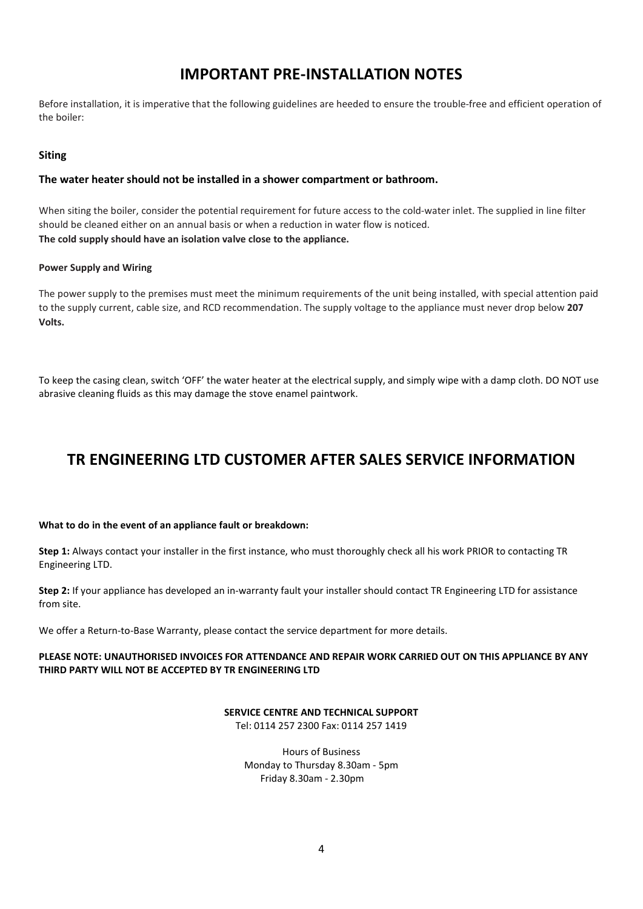# IMPORTANT PRE-INSTALLATION NOTES

Before installation, it is imperative that the following guidelines are heeded to ensure the trouble-free and efficient operation of the boiler:

### Siting

**The water heater should not be installed in a shower compartment or bathroom.**

When siting the boiler, consider the potential requirement for future access to the cold-water inlet. The supplied in line filter should be cleaned either on an annual basis or when a reduction in water flow is noticed.
**The cold supply should have an isolation valve close to the appliance.**

#### Power Supply and Wiring

The power supply to the premises must meet the minimum requirements of the unit being installed, with special attention paid to the supply current, cable size, and RCD recommendation. The supply voltage to the appliance must never drop below **207 Volts.**

To keep the casing clean, switch 'OFF' the water heater at the electrical supply, and simply wipe with a damp cloth. DO NOT use abrasive cleaning fluids as this may damage the stove enamel paintwork.

# TR ENGINEERING LTD CUSTOMER AFTER SALES SERVICE INFORMATION

**What to do in the event of an appliance fault or breakdown:**

**Step 1:** Always contact your installer in the first instance, who must thoroughly check all his work PRIOR to contacting TR Engineering LTD.

**Step 2:** If your appliance has developed an in-warranty fault your installer should contact TR Engineering LTD for assistance from site.

We offer a Return-to-Base Warranty, please contact the service department for more details.

**PLEASE NOTE: UNAUTHORISED INVOICES FOR ATTENDANCE AND REPAIR WORK CARRIED OUT ON THIS APPLIANCE BY ANY THIRD PARTY WILL NOT BE ACCEPTED BY TR ENGINEERING LTD**

**SERVICE CENTRE AND TECHNICAL SUPPORT**
Tel: 0114 257 2300 Fax: 0114 257 1419

Hours of Business
Monday to Thursday 8.30am - 5pm
Friday 8.30am - 2.30pm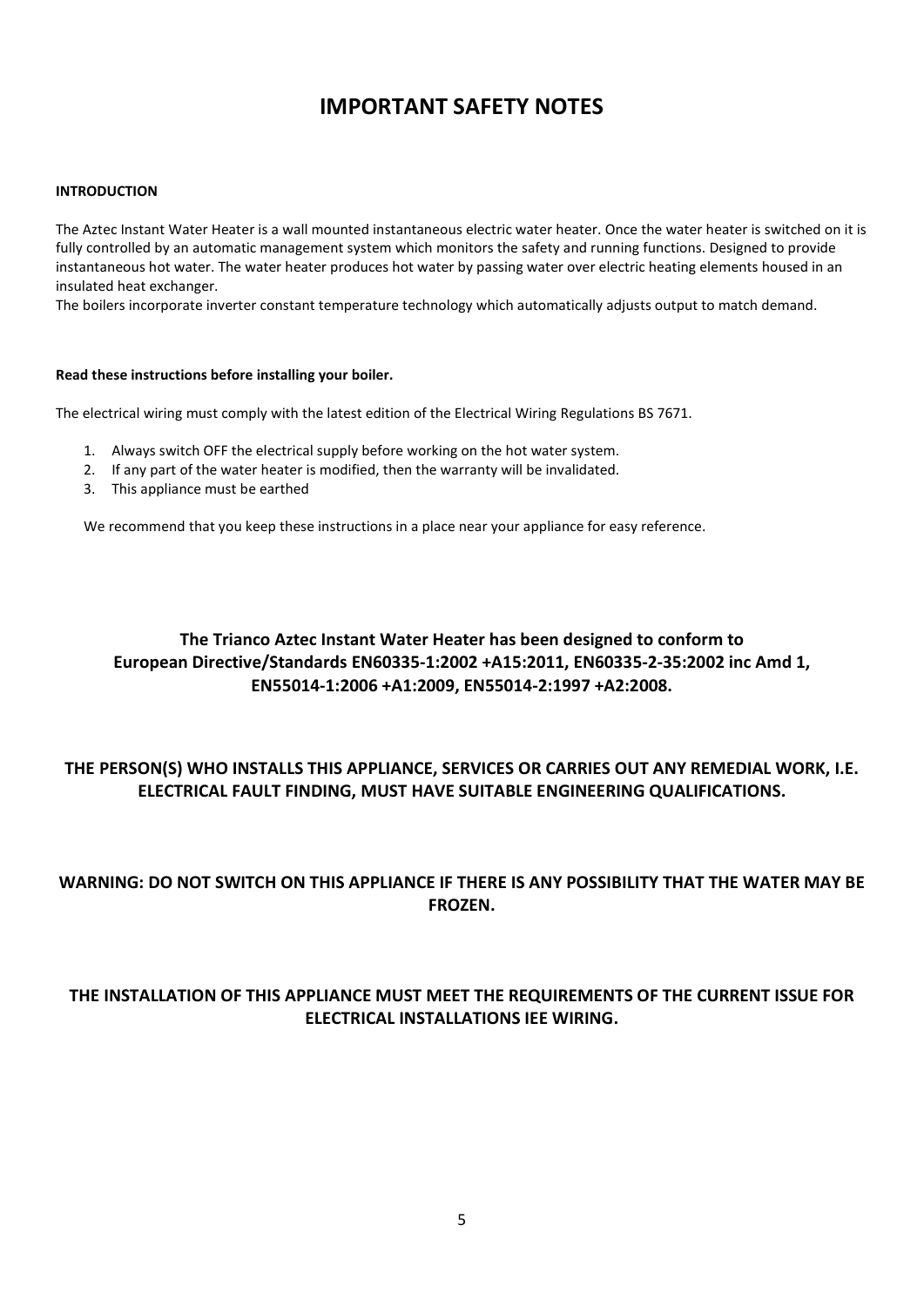# IMPORTANT SAFETY NOTES

**INTRODUCTION**

The Aztec Instant Water Heater is a wall mounted instantaneous electric water heater. Once the water heater is switched on it is fully controlled by an automatic management system which monitors the safety and running functions. Designed to provide instantaneous hot water. The water heater produces hot water by passing water over electric heating elements housed in an insulated heat exchanger.
The boilers incorporate inverter constant temperature technology which automatically adjusts output to match demand.

**Read these instructions before installing your boiler.**

The electrical wiring must comply with the latest edition of the Electrical Wiring Regulations BS 7671.

1. Always switch OFF the electrical supply before working on the hot water system.
2. If any part of the water heater is modified, then the warranty will be invalidated.
3. This appliance must be earthed

We recommend that you keep these instructions in a place near your appliance for easy reference.

**The Trianco Aztec Instant Water Heater has been designed to conform to European Directive/Standards EN60335-1:2002 +A15:2011, EN60335-2-35:2002 inc Amd 1, EN55014-1:2006 +A1:2009, EN55014-2:1997 +A2:2008.**

**THE PERSON(S) WHO INSTALLS THIS APPLIANCE, SERVICES OR CARRIES OUT ANY REMEDIAL WORK, I.E. ELECTRICAL FAULT FINDING, MUST HAVE SUITABLE ENGINEERING QUALIFICATIONS.**

**WARNING: DO NOT SWITCH ON THIS APPLIANCE IF THERE IS ANY POSSIBILITY THAT THE WATER MAY BE FROZEN.**

**THE INSTALLATION OF THIS APPLIANCE MUST MEET THE REQUIREMENTS OF THE CURRENT ISSUE FOR ELECTRICAL INSTALLATIONS IEE WIRING.**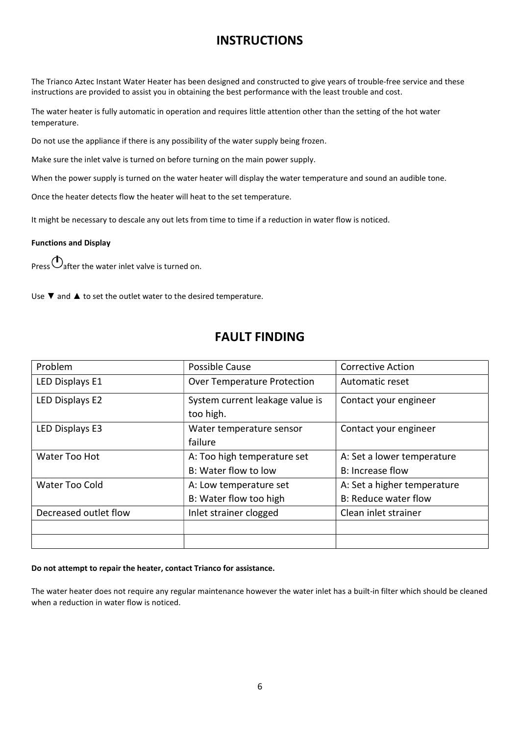# INSTRUCTIONS

The Trianco Aztec Instant Water Heater has been designed and constructed to give years of trouble-free service and these instructions are provided to assist you in obtaining the best performance with the least trouble and cost.

The water heater is fully automatic in operation and requires little attention other than the setting of the hot water temperature.

Do not use the appliance if there is any possibility of the water supply being frozen.

Make sure the inlet valve is turned on before turning on the main power supply.

When the power supply is turned on the water heater will display the water temperature and sound an audible tone.

Once the heater detects flow the heater will heat to the set temperature.

It might be necessary to descale any out lets from time to time if a reduction in water flow is noticed.

**Functions and Display**

Press ⏻ after the water inlet valve is turned on.

Use ▼ and ▲ to set the outlet water to the desired temperature.

# FAULT FINDING

| Problem | Possible Cause | Corrective Action |
|---|---|---|
| LED Displays E1 | Over Temperature Protection | Automatic reset |
| LED Displays E2 | System current leakage value is too high. | Contact your engineer |
| LED Displays E3 | Water temperature sensor failure | Contact your engineer |
| Water Too Hot | A: Too high temperature set<br>B: Water flow to low | A: Set a lower temperature<br>B: Increase flow |
| Water Too Cold | A: Low temperature set<br>B: Water flow too high | A: Set a higher temperature<br>B: Reduce water flow |
| Decreased outlet flow | Inlet strainer clogged | Clean inlet strainer |
| | | |
| | | |

**Do not attempt to repair the heater, contact Trianco for assistance.**

The water heater does not require any regular maintenance however the water inlet has a built-in filter which should be cleaned when a reduction in water flow is noticed.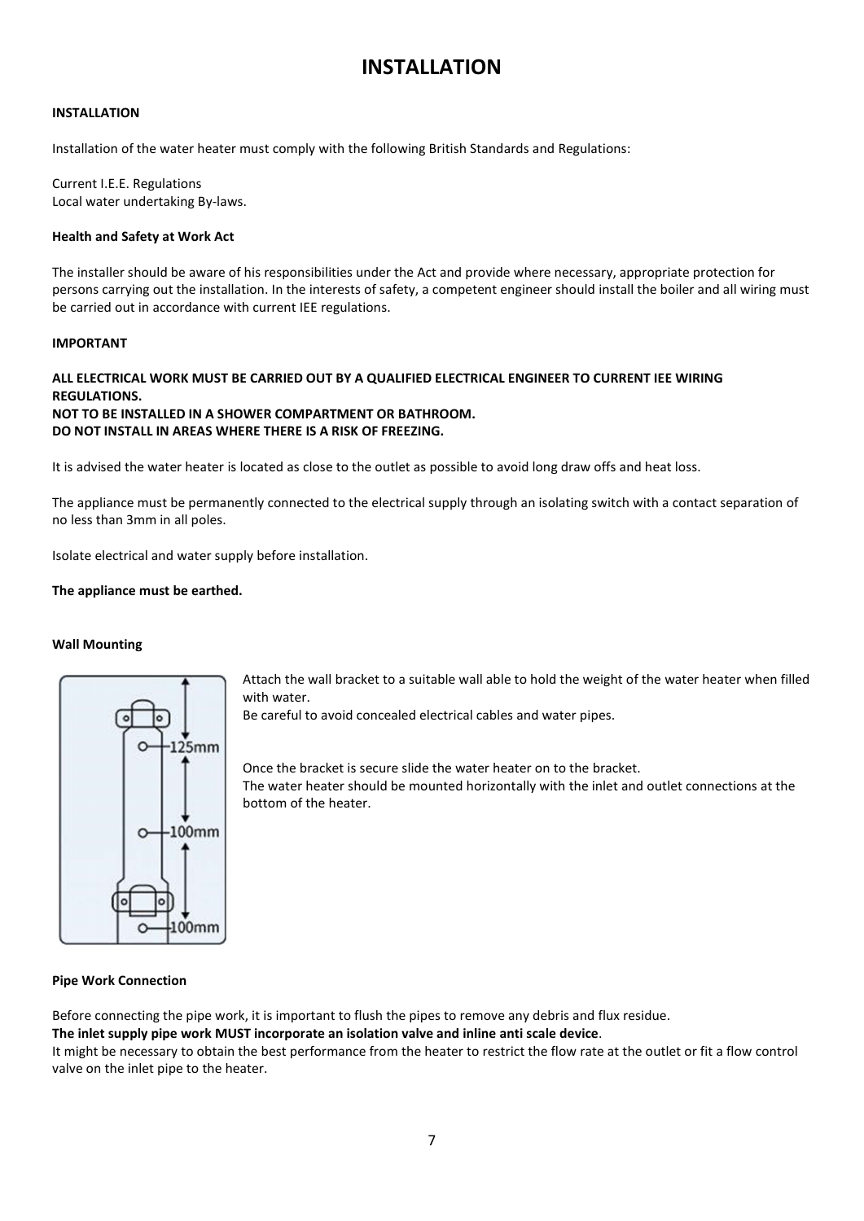# INSTALLATION

**INSTALLATION**

Installation of the water heater must comply with the following British Standards and Regulations:

Current I.E.E. Regulations
Local water undertaking By-laws.

**Health and Safety at Work Act**

The installer should be aware of his responsibilities under the Act and provide where necessary, appropriate protection for persons carrying out the installation. In the interests of safety, a competent engineer should install the boiler and all wiring must be carried out in accordance with current IEE regulations.

**IMPORTANT**

**ALL ELECTRICAL WORK MUST BE CARRIED OUT BY A QUALIFIED ELECTRICAL ENGINEER TO CURRENT IEE WIRING REGULATIONS.**
**NOT TO BE INSTALLED IN A SHOWER COMPARTMENT OR BATHROOM.**
**DO NOT INSTALL IN AREAS WHERE THERE IS A RISK OF FREEZING.**

It is advised the water heater is located as close to the outlet as possible to avoid long draw offs and heat loss.

The appliance must be permanently connected to the electrical supply through an isolating switch with a contact separation of no less than 3mm in all poles.

Isolate electrical and water supply before installation.

**The appliance must be earthed.**

**Wall Mounting**

125mm
100mm
100mm

Attach the wall bracket to a suitable wall able to hold the weight of the water heater when filled with water.
Be careful to avoid concealed electrical cables and water pipes.

Once the bracket is secure slide the water heater on to the bracket.
The water heater should be mounted horizontally with the inlet and outlet connections at the bottom of the heater.

**Pipe Work Connection**

Before connecting the pipe work, it is important to flush the pipes to remove any debris and flux residue.
**The inlet supply pipe work MUST incorporate an isolation valve and inline anti scale device**.
It might be necessary to obtain the best performance from the heater to restrict the flow rate at the outlet or fit a flow control valve on the inlet pipe to the heater.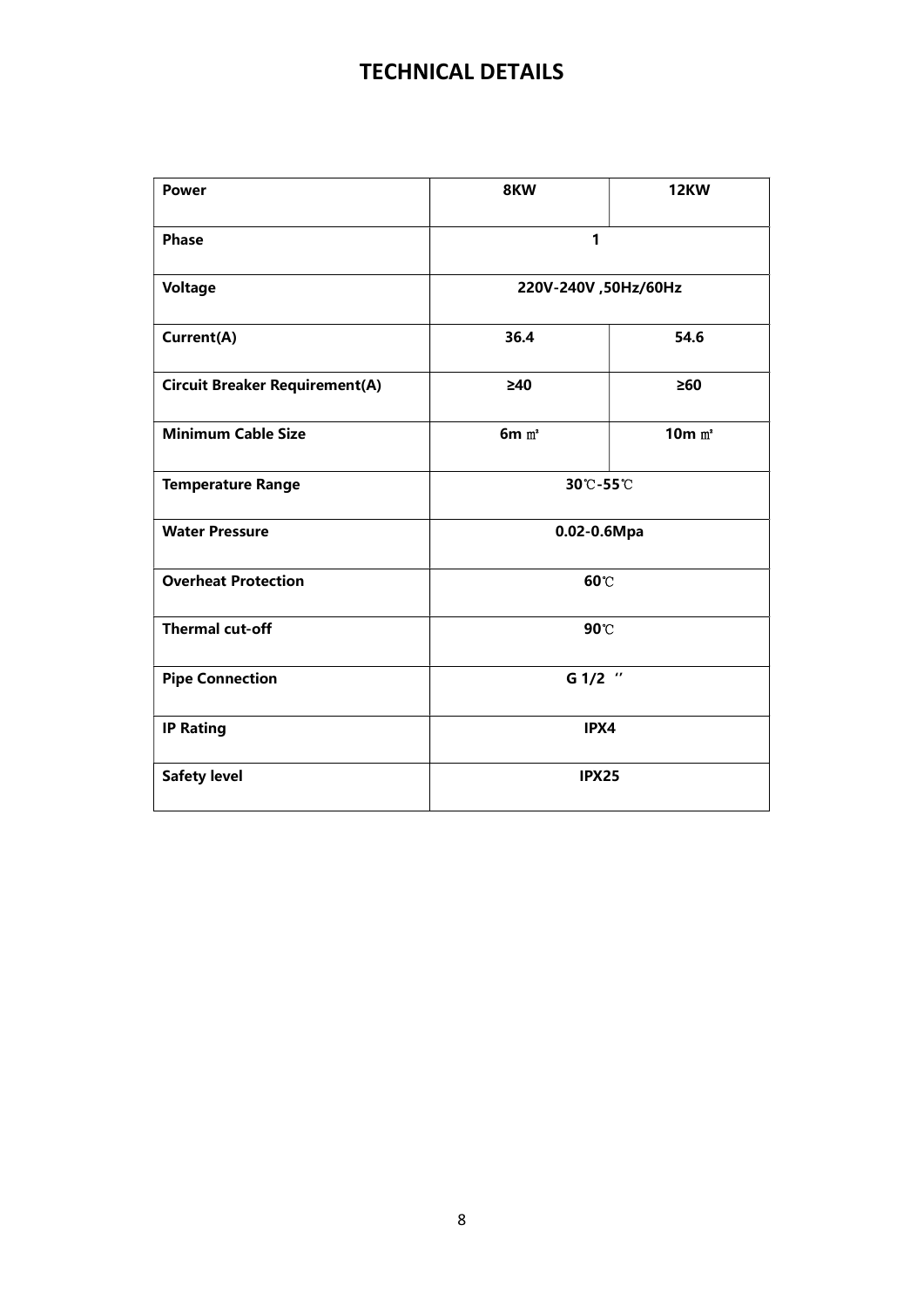# TECHNICAL DETAILS

| Power | 8KW | 12KW |
| --- | --- | --- |
| Phase | 1 | |
| Voltage | 220V-240V ,50Hz/60Hz | |
| Current(A) | 36.4 | 54.6 |
| Circuit Breaker Requirement(A) | ≥40 | ≥60 |
| Minimum Cable Size | 6m ㎡ | 10m ㎡ |
| Temperature Range | 30℃-55℃ | |
| Water Pressure | 0.02-0.6Mpa | |
| Overheat Protection | 60℃ | |
| Thermal cut-off | 90℃ | |
| Pipe Connection | G 1/2 ʼʼ | |
| IP Rating | IPX4 | |
| Safety level | IPX25 | |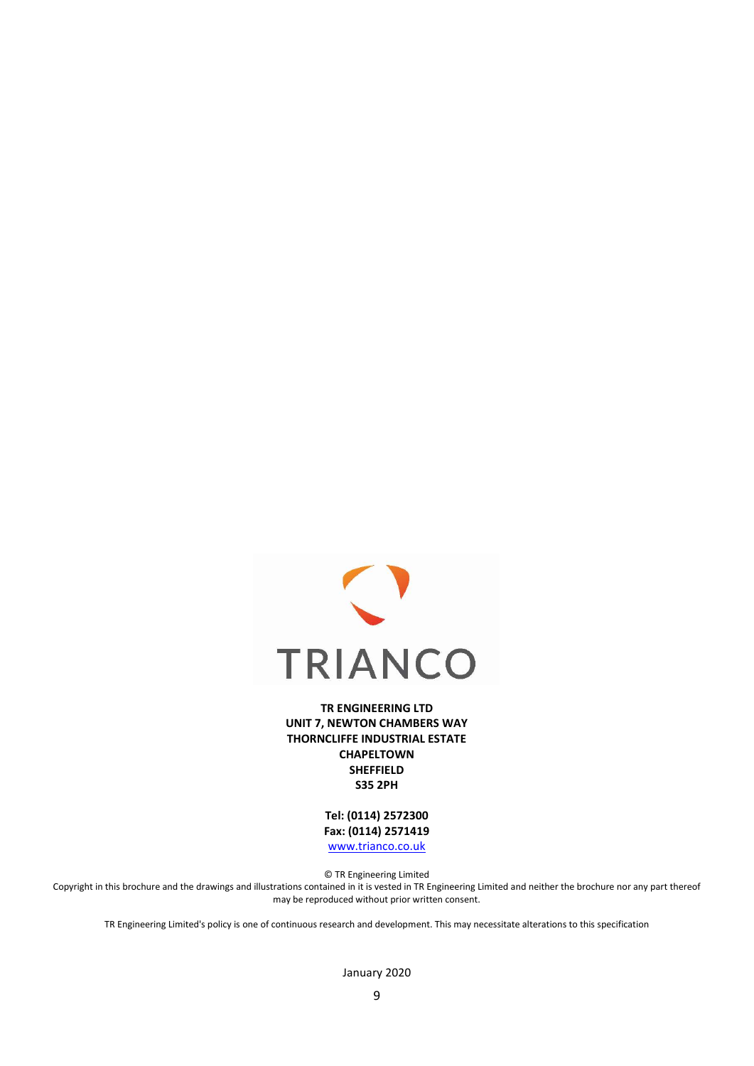TRIANCO

**TR ENGINEERING LTD**
**UNIT 7, NEWTON CHAMBERS WAY**
**THORNCLIFFE INDUSTRIAL ESTATE**
**CHAPELTOWN**
**SHEFFIELD**
**S35 2PH**

**Tel: (0114) 2572300**
**Fax: (0114) 2571419**
www.trianco.co.uk

© TR Engineering Limited
Copyright in this brochure and the drawings and illustrations contained in it is vested in TR Engineering Limited and neither the brochure nor any part thereof may be reproduced without prior written consent.

TR Engineering Limited's policy is one of continuous research and development. This may necessitate alterations to this specification

January 2020